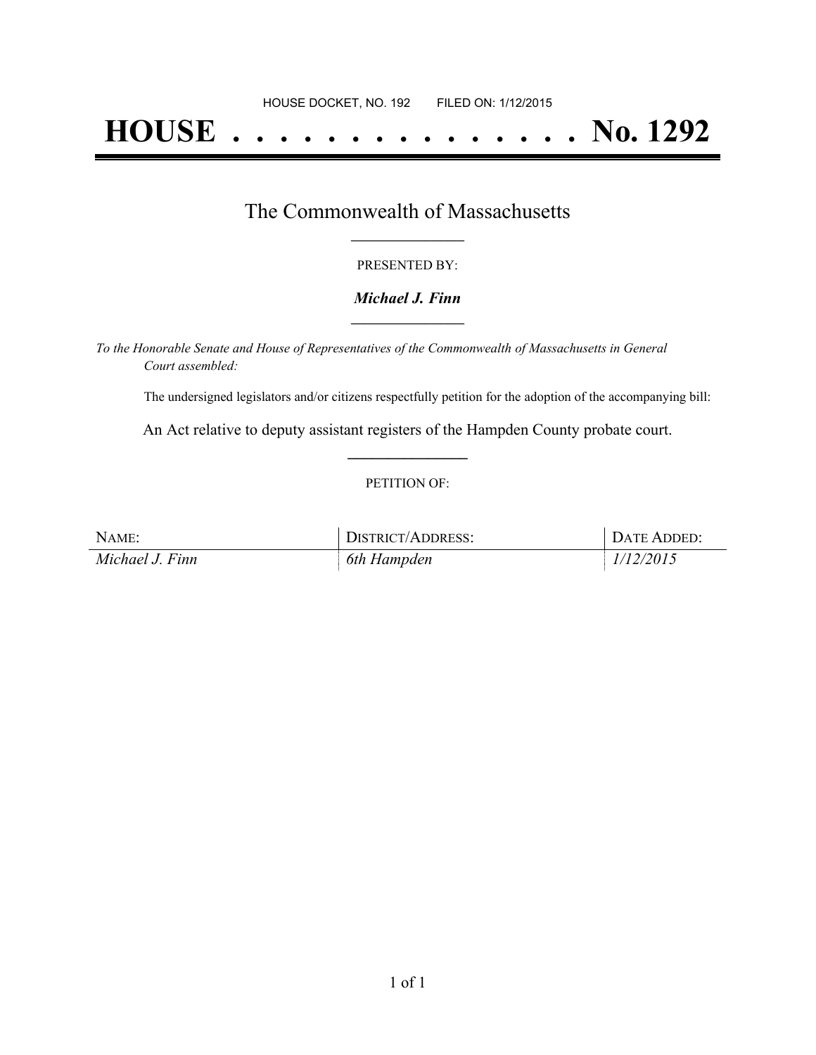HOUSE DOCKET, NO. 192        FILED ON: 1/12/2015

# HOUSE . . . . . . . . . . . . . . . No. 1292

## The Commonwealth of Massachusetts

PRESENTED BY:

***Michael J. Finn***

*To the Honorable Senate and House of Representatives of the Commonwealth of Massachusetts in General Court assembled:*

The undersigned legislators and/or citizens respectfully petition for the adoption of the accompanying bill:

An Act relative to deputy assistant registers of the Hampden County probate court.

PETITION OF:

| NAME: | DISTRICT/ADDRESS: | DATE ADDED: |
| --- | --- | --- |
| *Michael J. Finn* | *6th Hampden* | *1/12/2015* |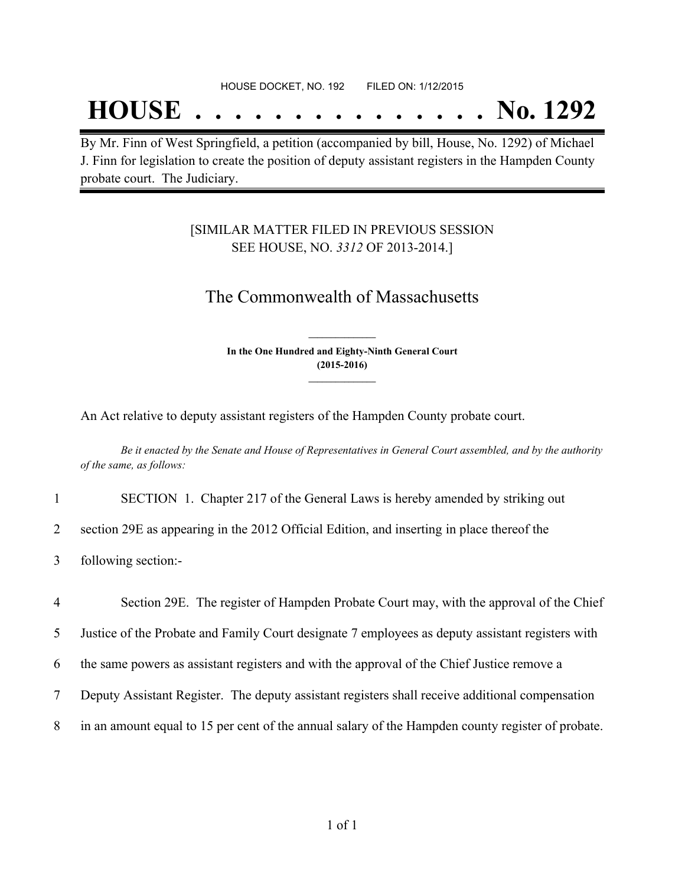HOUSE DOCKET, NO. 192 FILED ON: 1/12/2015

# HOUSE . . . . . . . . . . . . . . . No. 1292

By Mr. Finn of West Springfield, a petition (accompanied by bill, House, No. 1292) of Michael J. Finn for legislation to create the position of deputy assistant registers in the Hampden County probate court. The Judiciary.

[SIMILAR MATTER FILED IN PREVIOUS SESSION SEE HOUSE, NO. *3312* OF 2013-2014.]

## The Commonwealth of Massachusetts

**In the One Hundred and Eighty-Ninth General Court (2015-2016)**

An Act relative to deputy assistant registers of the Hampden County probate court.

*Be it enacted by the Senate and House of Representatives in General Court assembled, and by the authority of the same, as follows:*

1 SECTION 1. Chapter 217 of the General Laws is hereby amended by striking out
2 section 29E as appearing in the 2012 Official Edition, and inserting in place thereof the
3 following section:-

4 Section 29E. The register of Hampden Probate Court may, with the approval of the Chief
5 Justice of the Probate and Family Court designate 7 employees as deputy assistant registers with
6 the same powers as assistant registers and with the approval of the Chief Justice remove a
7 Deputy Assistant Register. The deputy assistant registers shall receive additional compensation
8 in an amount equal to 15 per cent of the annual salary of the Hampden county register of probate.